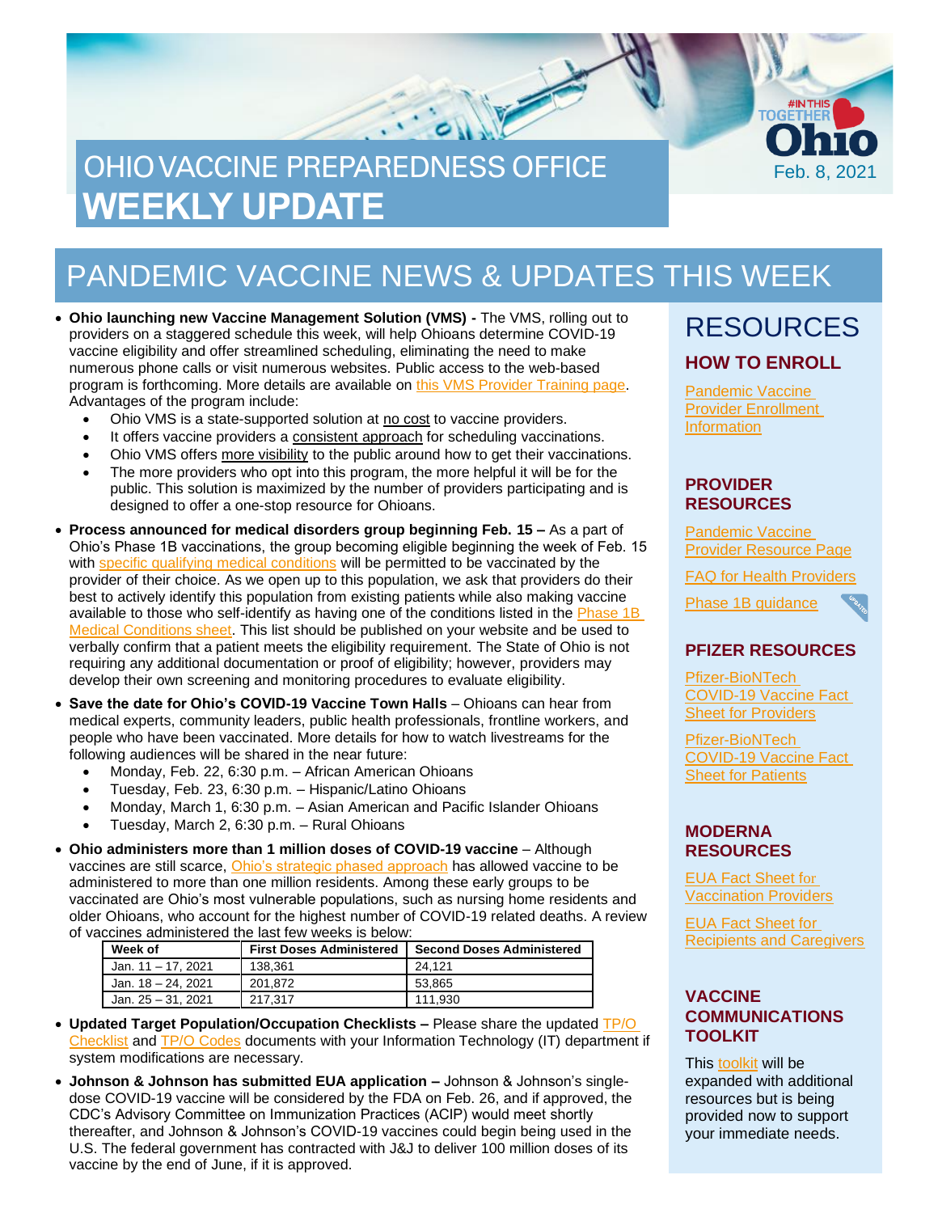# OHIO VACCINE PREPAREDNESS OFFICE WEEKLY UPDATE

#INTHIS TOGETHER Ohio

Feb. 8, 2021

## PANDEMIC VACCINE NEWS & UPDATES THIS WEEK

- **Ohio launching new Vaccine Management Solution (VMS) -** The VMS, rolling out to providers on a staggered schedule this week, will help Ohioans determine COVID-19 vaccine eligibility and offer streamlined scheduling, eliminating the need to make numerous phone calls or visit numerous websites. Public access to the web-based program is forthcoming. More details are available on this VMS Provider Training page. Advantages of the program include:
  - Ohio VMS is a state-supported solution at no cost to vaccine providers.
  - It offers vaccine providers a consistent approach for scheduling vaccinations.
  - Ohio VMS offers more visibility to the public around how to get their vaccinations.
  - The more providers who opt into this program, the more helpful it will be for the public. This solution is maximized by the number of providers participating and is designed to offer a one-stop resource for Ohioans.
- **Process announced for medical disorders group beginning Feb. 15 –** As a part of Ohio's Phase 1B vaccinations, the group becoming eligible beginning the week of Feb. 15 with specific qualifying medical conditions will be permitted to be vaccinated by the provider of their choice. As we open up to this population, we ask that providers do their best to actively identify this population from existing patients while also making vaccine available to those who self-identify as having one of the conditions listed in the Phase 1B Medical Conditions sheet. This list should be published on your website and be used to verbally confirm that a patient meets the eligibility requirement. The State of Ohio is not requiring any additional documentation or proof of eligibility; however, providers may develop their own screening and monitoring procedures to evaluate eligibility.
- **Save the date for Ohio's COVID-19 Vaccine Town Halls** – Ohioans can hear from medical experts, community leaders, public health professionals, frontline workers, and people who have been vaccinated. More details for how to watch livestreams for the following audiences will be shared in the near future:
  - Monday, Feb. 22, 6:30 p.m. – African American Ohioans
  - Tuesday, Feb. 23, 6:30 p.m. – Hispanic/Latino Ohioans
  - Monday, March 1, 6:30 p.m. – Asian American and Pacific Islander Ohioans
  - Tuesday, March 2, 6:30 p.m. – Rural Ohioans
- **Ohio administers more than 1 million doses of COVID-19 vaccine** – Although vaccines are still scarce, Ohio's strategic phased approach has allowed vaccine to be administered to more than one million residents. Among these early groups to be vaccinated are Ohio's most vulnerable populations, such as nursing home residents and older Ohioans, who account for the highest number of COVID-19 related deaths. A review of vaccines administered the last few weeks is below:

| Week of | First Doses Administered | Second Doses Administered |
|---|---|---|
| Jan. 11 – 17, 2021 | 138,361 | 24,121 |
| Jan. 18 – 24, 2021 | 201,872 | 53,865 |
| Jan. 25 – 31, 2021 | 217,317 | 111,930 |

- **Updated Target Population/Occupation Checklists –** Please share the updated TP/O Checklist and TP/O Codes documents with your Information Technology (IT) department if system modifications are necessary.
- **Johnson & Johnson has submitted EUA application –** Johnson & Johnson's single-dose COVID-19 vaccine will be considered by the FDA on Feb. 26, and if approved, the CDC's Advisory Committee on Immunization Practices (ACIP) would meet shortly thereafter, and Johnson & Johnson's COVID-19 vaccines could begin being used in the U.S. The federal government has contracted with J&J to deliver 100 million doses of its vaccine by the end of June, if it is approved.

## RESOURCES

### HOW TO ENROLL

Pandemic Vaccine Provider Enrollment Information

### PROVIDER RESOURCES

Pandemic Vaccine Provider Resource Page

FAQ for Health Providers

Phase 1B guidance (UPDATED)

### PFIZER RESOURCES

Pfizer-BioNTech COVID-19 Vaccine Fact Sheet for Providers

Pfizer-BioNTech COVID-19 Vaccine Fact Sheet for Patients

### MODERNA RESOURCES

EUA Fact Sheet for Vaccination Providers

EUA Fact Sheet for Recipients and Caregivers

### VACCINE COMMUNICATIONS TOOLKIT

This toolkit will be expanded with additional resources but is being provided now to support your immediate needs.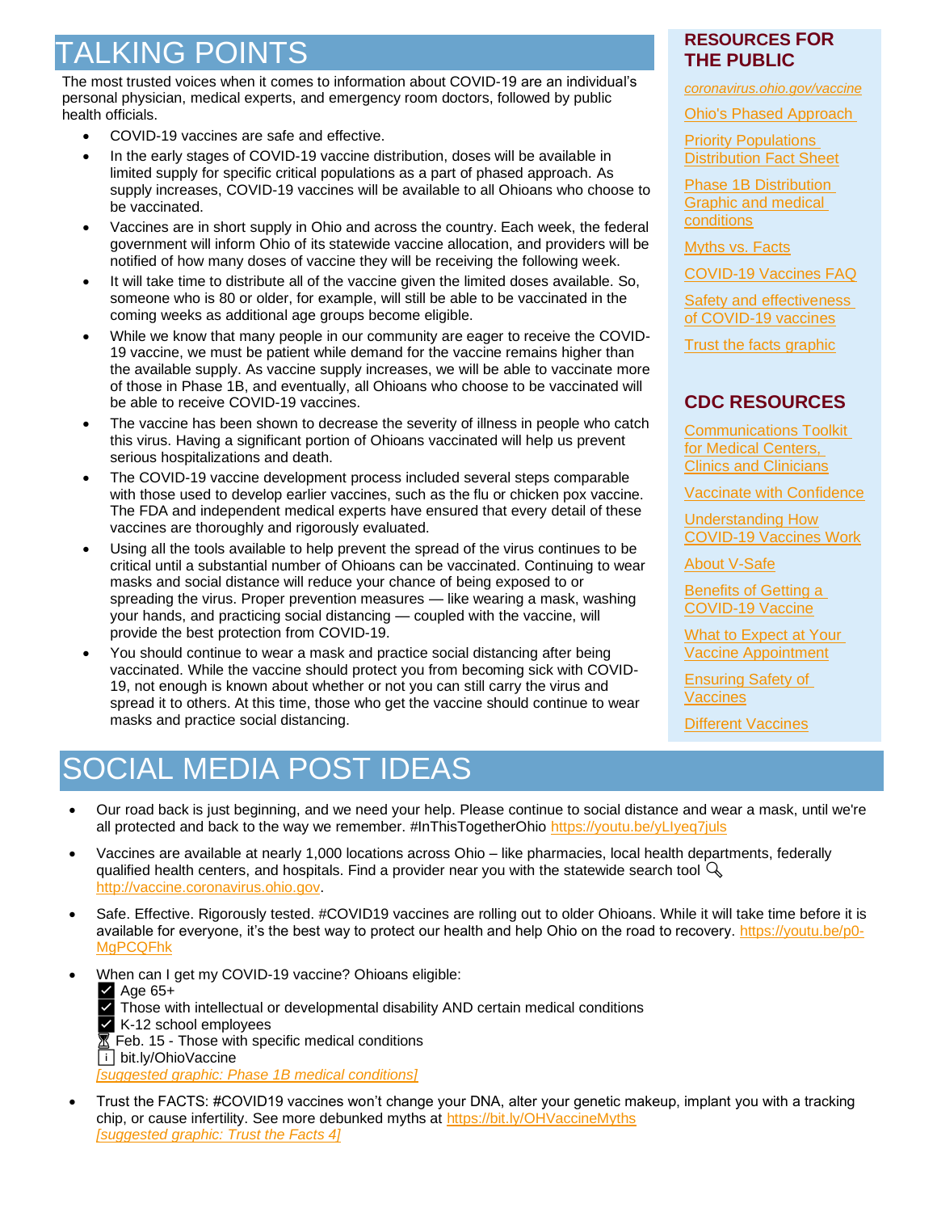# TALKING POINTS

The most trusted voices when it comes to information about COVID-19 are an individual's personal physician, medical experts, and emergency room doctors, followed by public health officials.

- COVID-19 vaccines are safe and effective.
- In the early stages of COVID-19 vaccine distribution, doses will be available in limited supply for specific critical populations as a part of phased approach. As supply increases, COVID-19 vaccines will be available to all Ohioans who choose to be vaccinated.
- Vaccines are in short supply in Ohio and across the country. Each week, the federal government will inform Ohio of its statewide vaccine allocation, and providers will be notified of how many doses of vaccine they will be receiving the following week.
- It will take time to distribute all of the vaccine given the limited doses available. So, someone who is 80 or older, for example, will still be able to be vaccinated in the coming weeks as additional age groups become eligible.
- While we know that many people in our community are eager to receive the COVID-19 vaccine, we must be patient while demand for the vaccine remains higher than the available supply. As vaccine supply increases, we will be able to vaccinate more of those in Phase 1B, and eventually, all Ohioans who choose to be vaccinated will be able to receive COVID-19 vaccines.
- The vaccine has been shown to decrease the severity of illness in people who catch this virus. Having a significant portion of Ohioans vaccinated will help us prevent serious hospitalizations and death.
- The COVID-19 vaccine development process included several steps comparable with those used to develop earlier vaccines, such as the flu or chicken pox vaccine. The FDA and independent medical experts have ensured that every detail of these vaccines are thoroughly and rigorously evaluated.
- Using all the tools available to help prevent the spread of the virus continues to be critical until a substantial number of Ohioans can be vaccinated. Continuing to wear masks and social distance will reduce your chance of being exposed to or spreading the virus. Proper prevention measures — like wearing a mask, washing your hands, and practicing social distancing — coupled with the vaccine, will provide the best protection from COVID-19.
- You should continue to wear a mask and practice social distancing after being vaccinated. While the vaccine should protect you from becoming sick with COVID-19, not enough is known about whether or not you can still carry the virus and spread it to others. At this time, those who get the vaccine should continue to wear masks and practice social distancing.

## RESOURCES FOR THE PUBLIC

*coronavirus.ohio.gov/vaccine*

Ohio's Phased Approach

Priority Populations Distribution Fact Sheet

Phase 1B Distribution Graphic and medical conditions

Myths vs. Facts

COVID-19 Vaccines FAQ

Safety and effectiveness of COVID-19 vaccines

Trust the facts graphic

## CDC RESOURCES

Communications Toolkit for Medical Centers, Clinics and Clinicians

Vaccinate with Confidence

Understanding How COVID-19 Vaccines Work

About V-Safe

Benefits of Getting a COVID-19 Vaccine

What to Expect at Your Vaccine Appointment

Ensuring Safety of Vaccines

Different Vaccines

# SOCIAL MEDIA POST IDEAS

- Our road back is just beginning, and we need your help. Please continue to social distance and wear a mask, until we're all protected and back to the way we remember. #InThisTogetherOhio https://youtu.be/yLIyeq7juls
- Vaccines are available at nearly 1,000 locations across Ohio – like pharmacies, local health departments, federally qualified health centers, and hospitals. Find a provider near you with the statewide search tool 🔍 http://vaccine.coronavirus.ohio.gov.
- Safe. Effective. Rigorously tested. #COVID19 vaccines are rolling out to older Ohioans. While it will take time before it is available for everyone, it's the best way to protect our health and help Ohio on the road to recovery. https://youtu.be/p0-MgPCQFhk
- When can I get my COVID-19 vaccine? Ohioans eligible:
  ☑️ Age 65+
  ☑️ Those with intellectual or developmental disability AND certain medical conditions
  ☑️ K-12 school employees
  ⌛ Feb. 15 - Those with specific medical conditions
  ℹ️ bit.ly/OhioVaccine
  *[suggested graphic: Phase 1B medical conditions]*
- Trust the FACTS: #COVID19 vaccines won't change your DNA, alter your genetic makeup, implant you with a tracking chip, or cause infertility. See more debunked myths at https://bit.ly/OHVaccineMyths
  *[suggested graphic: Trust the Facts 4]*